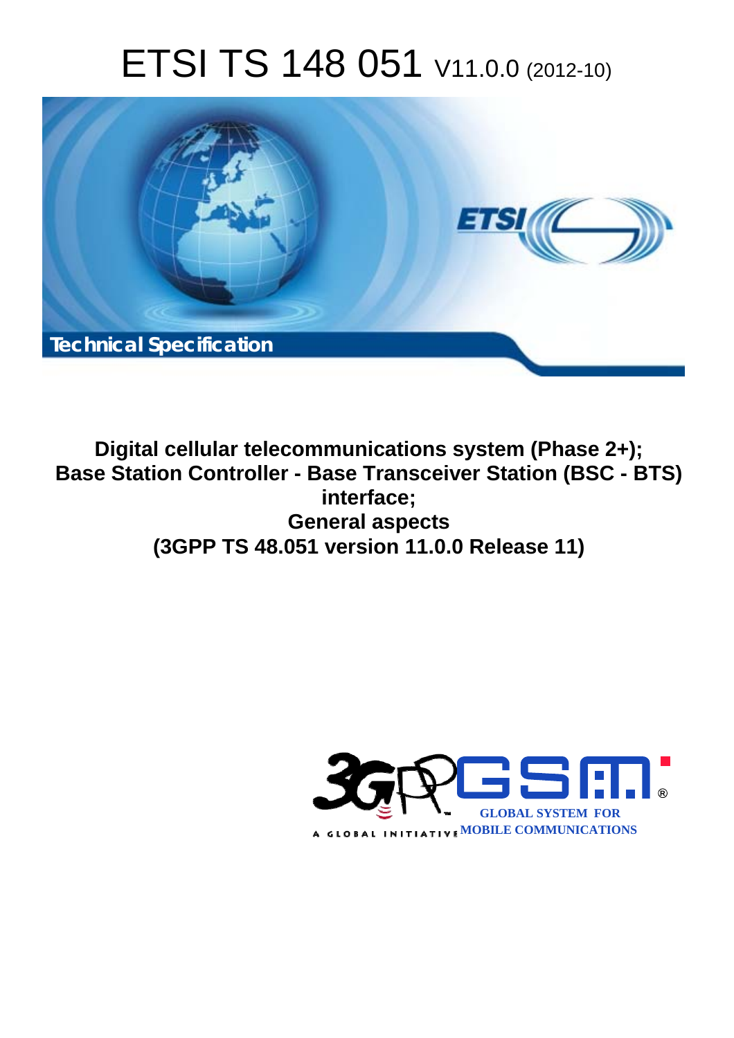# ETSI TS 148 051 V11.0.0 (2012-10)

Technical Specification

**Digital cellular telecommunications system (Phase 2+); Base Station Controller - Base Transceiver Station (BSC - BTS) interface; General aspects (3GPP TS 48.051 version 11.0.0 Release 11)**

GLOBAL SYSTEM FOR MOBILE COMMUNICATIONS

A GLOBAL INITIATIVE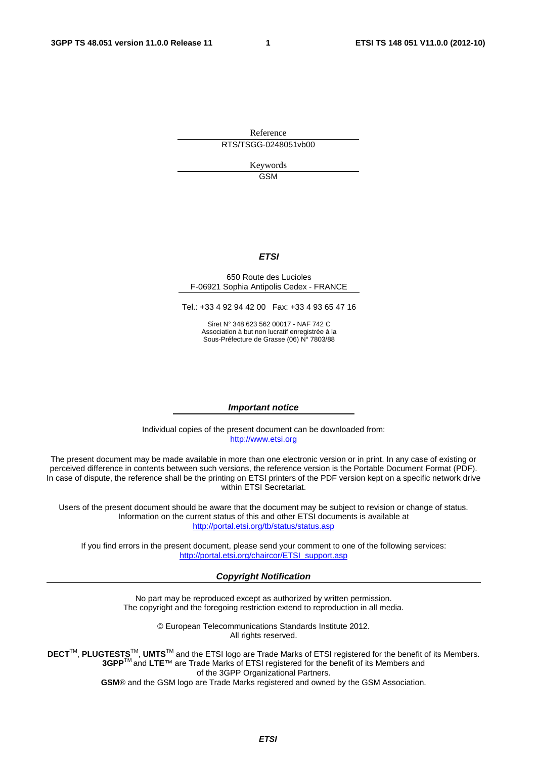Reference

RTS/TSGG-0248051vb00

Keywords

GSM

***ETSI***

650 Route des Lucioles
F-06921 Sophia Antipolis Cedex - FRANCE

Tel.: +33 4 92 94 42 00 Fax: +33 4 93 65 47 16

Siret N° 348 623 562 00017 - NAF 742 C
Association à but non lucratif enregistrée à la
Sous-Préfecture de Grasse (06) N° 7803/88

***Important notice***

Individual copies of the present document can be downloaded from:
http://www.etsi.org

The present document may be made available in more than one electronic version or in print. In any case of existing or perceived difference in contents between such versions, the reference version is the Portable Document Format (PDF). In case of dispute, the reference shall be the printing on ETSI printers of the PDF version kept on a specific network drive within ETSI Secretariat.

Users of the present document should be aware that the document may be subject to revision or change of status. Information on the current status of this and other ETSI documents is available at
http://portal.etsi.org/tb/status/status.asp

If you find errors in the present document, please send your comment to one of the following services:
http://portal.etsi.org/chaircor/ETSI_support.asp

***Copyright Notification***

No part may be reproduced except as authorized by written permission.
The copyright and the foregoing restriction extend to reproduction in all media.

© European Telecommunications Standards Institute 2012.
All rights reserved.

**DECT**™, **PLUGTESTS**™, **UMTS**™ and the ETSI logo are Trade Marks of ETSI registered for the benefit of its Members.
**3GPP**™ and **LTE**™ are Trade Marks of ETSI registered for the benefit of its Members and
of the 3GPP Organizational Partners.
**GSM**® and the GSM logo are Trade Marks registered and owned by the GSM Association.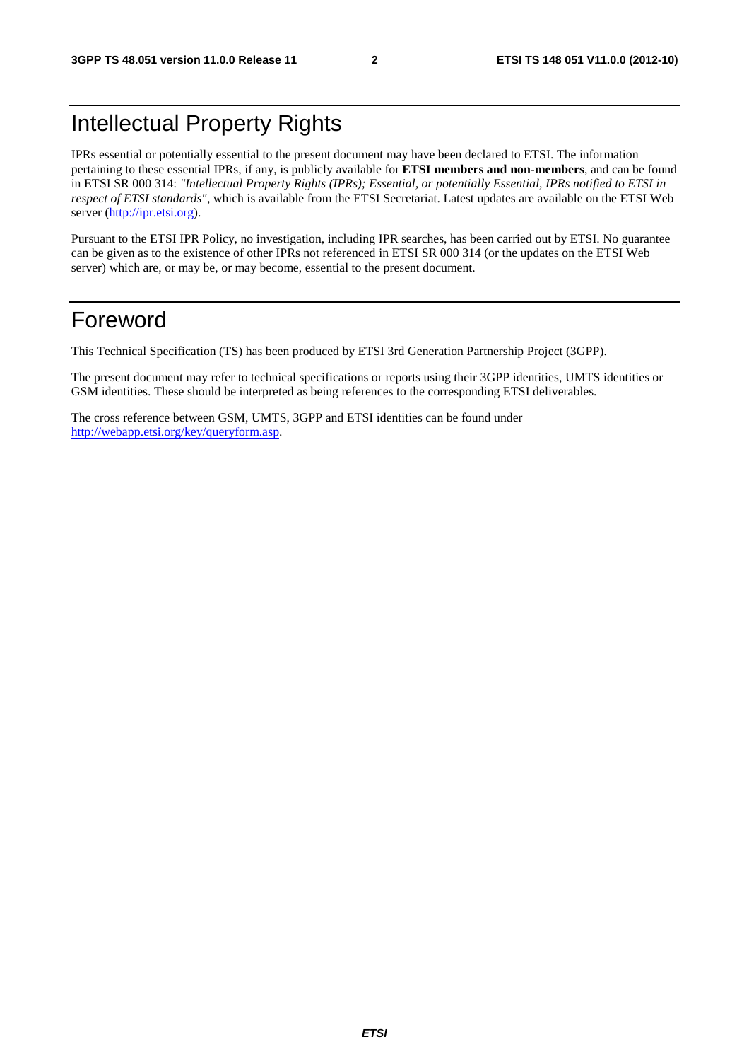# Intellectual Property Rights

IPRs essential or potentially essential to the present document may have been declared to ETSI. The information pertaining to these essential IPRs, if any, is publicly available for **ETSI members and non-members**, and can be found in ETSI SR 000 314: *"Intellectual Property Rights (IPRs); Essential, or potentially Essential, IPRs notified to ETSI in respect of ETSI standards"*, which is available from the ETSI Secretariat. Latest updates are available on the ETSI Web server (http://ipr.etsi.org).

Pursuant to the ETSI IPR Policy, no investigation, including IPR searches, has been carried out by ETSI. No guarantee can be given as to the existence of other IPRs not referenced in ETSI SR 000 314 (or the updates on the ETSI Web server) which are, or may be, or may become, essential to the present document.

# Foreword

This Technical Specification (TS) has been produced by ETSI 3rd Generation Partnership Project (3GPP).

The present document may refer to technical specifications or reports using their 3GPP identities, UMTS identities or GSM identities. These should be interpreted as being references to the corresponding ETSI deliverables.

The cross reference between GSM, UMTS, 3GPP and ETSI identities can be found under http://webapp.etsi.org/key/queryform.asp.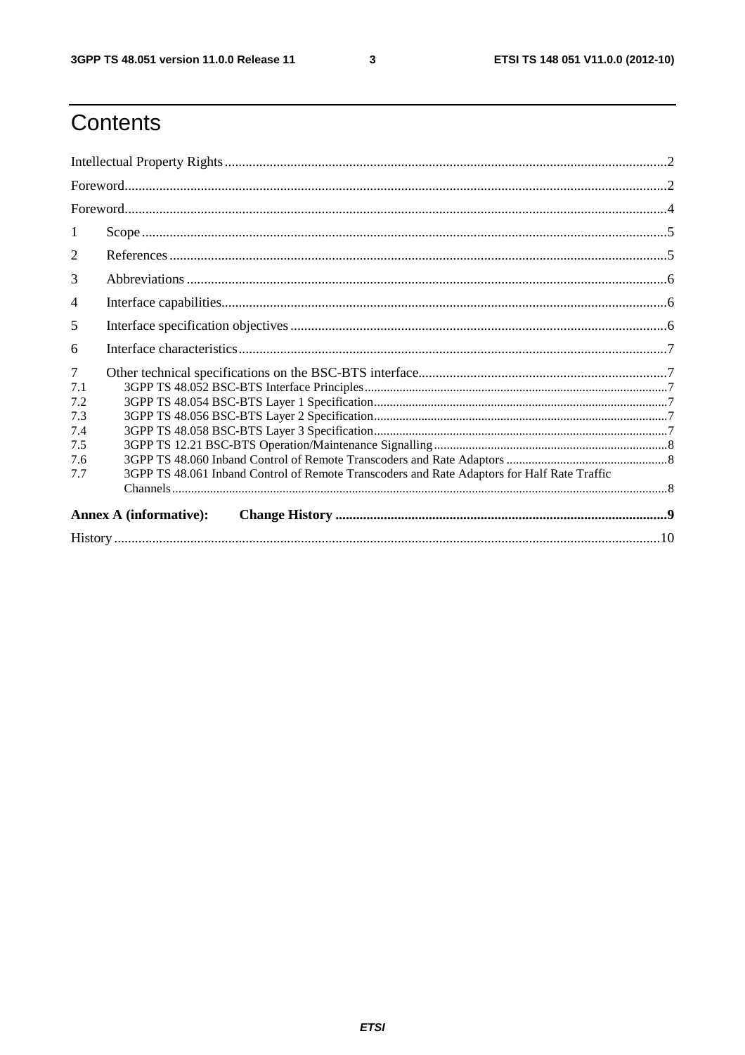# Contents

Intellectual Property Rights ..... 2

Foreword ..... 2

Foreword ..... 4

1 Scope ..... 5

2 References ..... 5

3 Abbreviations ..... 6

4 Interface capabilities ..... 6

5 Interface specification objectives ..... 6

6 Interface characteristics ..... 7

7 Other technical specifications on the BSC-BTS interface ..... 7

7.1 3GPP TS 48.052 BSC-BTS Interface Principles ..... 7

7.2 3GPP TS 48.054 BSC-BTS Layer 1 Specification ..... 7

7.3 3GPP TS 48.056 BSC-BTS Layer 2 Specification ..... 7

7.4 3GPP TS 48.058 BSC-BTS Layer 3 Specification ..... 7

7.5 3GPP TS 12.21 BSC-BTS Operation/Maintenance Signalling ..... 8

7.6 3GPP TS 48.060 Inband Control of Remote Transcoders and Rate Adaptors ..... 8

7.7 3GPP TS 48.061 Inband Control of Remote Transcoders and Rate Adaptors for Half Rate Traffic Channels ..... 8

**Annex A (informative): Change History ..... 9**

History ..... 10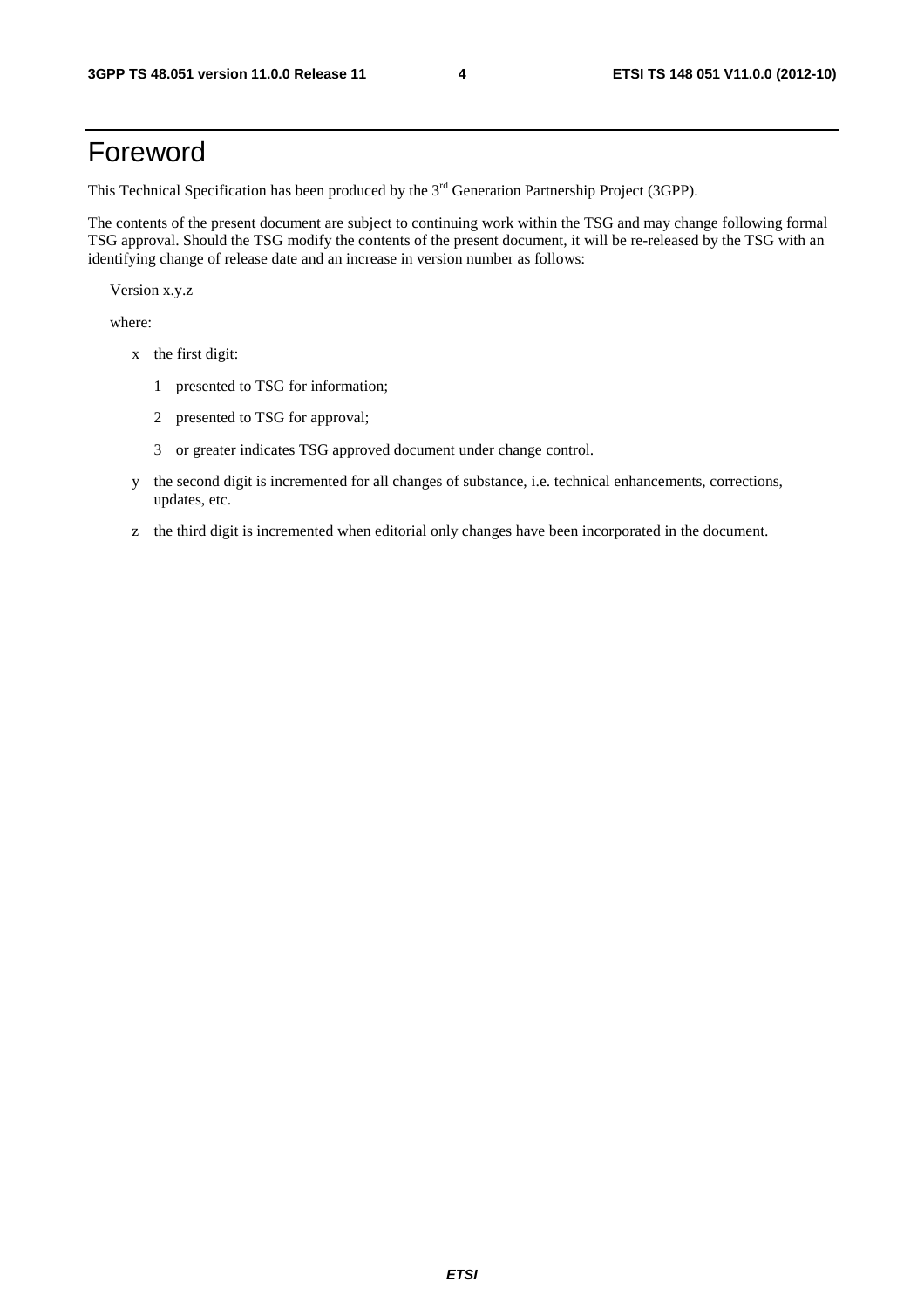# Foreword

This Technical Specification has been produced by the 3rd Generation Partnership Project (3GPP).

The contents of the present document are subject to continuing work within the TSG and may change following formal TSG approval. Should the TSG modify the contents of the present document, it will be re-released by the TSG with an identifying change of release date and an increase in version number as follows:

Version x.y.z

where:

- x the first digit:
  - 1 presented to TSG for information;
  - 2 presented to TSG for approval;
  - 3 or greater indicates TSG approved document under change control.
- y the second digit is incremented for all changes of substance, i.e. technical enhancements, corrections, updates, etc.
- z the third digit is incremented when editorial only changes have been incorporated in the document.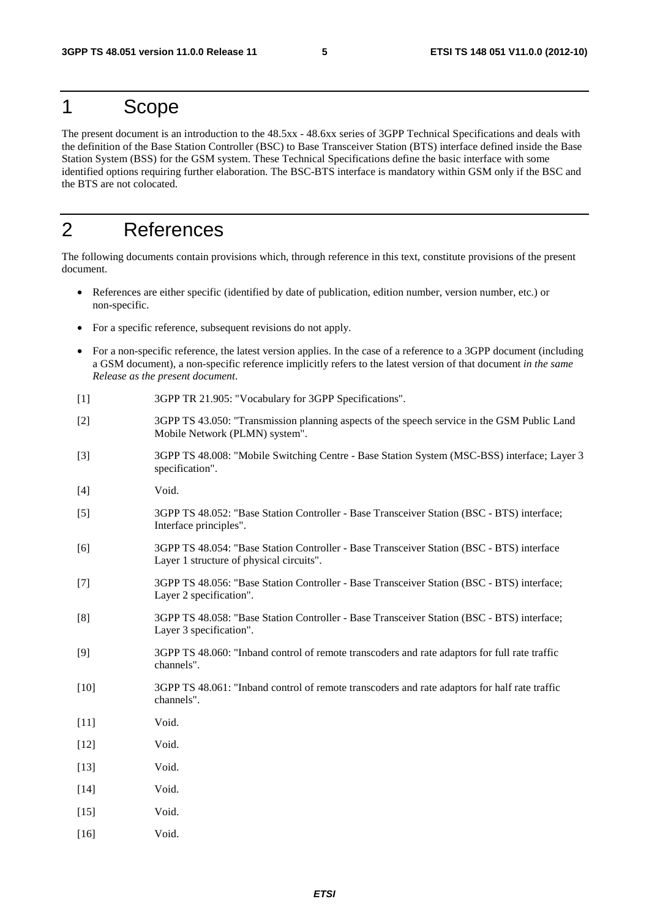# 1 Scope

The present document is an introduction to the 48.5xx - 48.6xx series of 3GPP Technical Specifications and deals with the definition of the Base Station Controller (BSC) to Base Transceiver Station (BTS) interface defined inside the Base Station System (BSS) for the GSM system. These Technical Specifications define the basic interface with some identified options requiring further elaboration. The BSC-BTS interface is mandatory within GSM only if the BSC and the BTS are not colocated.

# 2 References

The following documents contain provisions which, through reference in this text, constitute provisions of the present document.

- References are either specific (identified by date of publication, edition number, version number, etc.) or non-specific.
- For a specific reference, subsequent revisions do not apply.
- For a non-specific reference, the latest version applies. In the case of a reference to a 3GPP document (including a GSM document), a non-specific reference implicitly refers to the latest version of that document *in the same Release as the present document*.

[1] 3GPP TR 21.905: "Vocabulary for 3GPP Specifications".

[2] 3GPP TS 43.050: "Transmission planning aspects of the speech service in the GSM Public Land Mobile Network (PLMN) system".

[3] 3GPP TS 48.008: "Mobile Switching Centre - Base Station System (MSC-BSS) interface; Layer 3 specification".

[4] Void.

[5] 3GPP TS 48.052: "Base Station Controller - Base Transceiver Station (BSC - BTS) interface; Interface principles".

[6] 3GPP TS 48.054: "Base Station Controller - Base Transceiver Station (BSC - BTS) interface Layer 1 structure of physical circuits".

[7] 3GPP TS 48.056: "Base Station Controller - Base Transceiver Station (BSC - BTS) interface; Layer 2 specification".

[8] 3GPP TS 48.058: "Base Station Controller - Base Transceiver Station (BSC - BTS) interface; Layer 3 specification".

[9] 3GPP TS 48.060: "Inband control of remote transcoders and rate adaptors for full rate traffic channels".

[10] 3GPP TS 48.061: "Inband control of remote transcoders and rate adaptors for half rate traffic channels".

[11] Void.

[12] Void.

[13] Void.

[14] Void.

[15] Void.

[16] Void.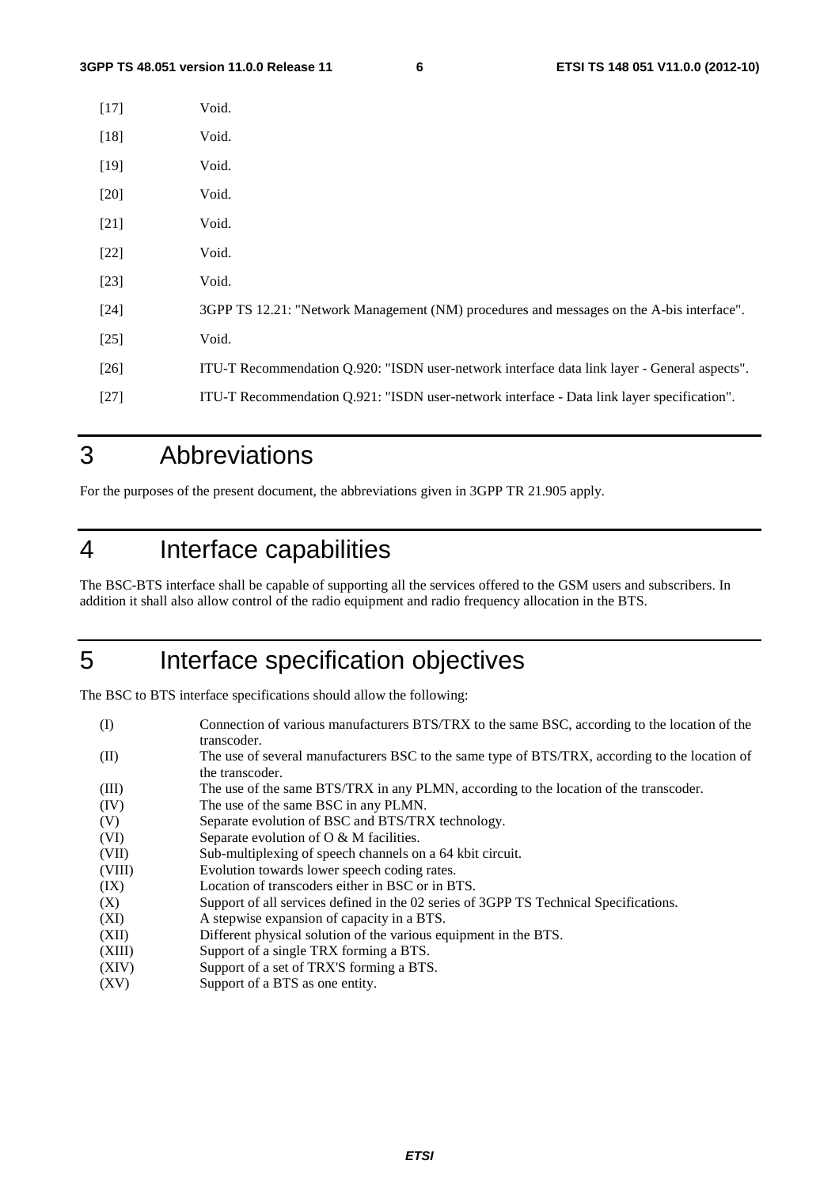| | |
|---|---|
| [17] | Void. |
| [18] | Void. |
| [19] | Void. |
| [20] | Void. |
| [21] | Void. |
| [22] | Void. |
| [23] | Void. |
| [24] | 3GPP TS 12.21: "Network Management (NM) procedures and messages on the A-bis interface". |
| [25] | Void. |
| [26] | ITU-T Recommendation Q.920: "ISDN user-network interface data link layer - General aspects". |
| [27] | ITU-T Recommendation Q.921: "ISDN user-network interface - Data link layer specification". |

# 3 Abbreviations

For the purposes of the present document, the abbreviations given in 3GPP TR 21.905 apply.

# 4 Interface capabilities

The BSC-BTS interface shall be capable of supporting all the services offered to the GSM users and subscribers. In addition it shall also allow control of the radio equipment and radio frequency allocation in the BTS.

# 5 Interface specification objectives

The BSC to BTS interface specifications should allow the following:

| | |
|---|---|
| (I) | Connection of various manufacturers BTS/TRX to the same BSC, according to the location of the transcoder. |
| (II) | The use of several manufacturers BSC to the same type of BTS/TRX, according to the location of the transcoder. |
| (III) | The use of the same BTS/TRX in any PLMN, according to the location of the transcoder. |
| (IV) | The use of the same BSC in any PLMN. |
| (V) | Separate evolution of BSC and BTS/TRX technology. |
| (VI) | Separate evolution of O & M facilities. |
| (VII) | Sub-multiplexing of speech channels on a 64 kbit circuit. |
| (VIII) | Evolution towards lower speech coding rates. |
| (IX) | Location of transcoders either in BSC or in BTS. |
| (X) | Support of all services defined in the 02 series of 3GPP TS Technical Specifications. |
| (XI) | A stepwise expansion of capacity in a BTS. |
| (XII) | Different physical solution of the various equipment in the BTS. |
| (XIII) | Support of a single TRX forming a BTS. |
| (XIV) | Support of a set of TRX'S forming a BTS. |
| (XV) | Support of a BTS as one entity. |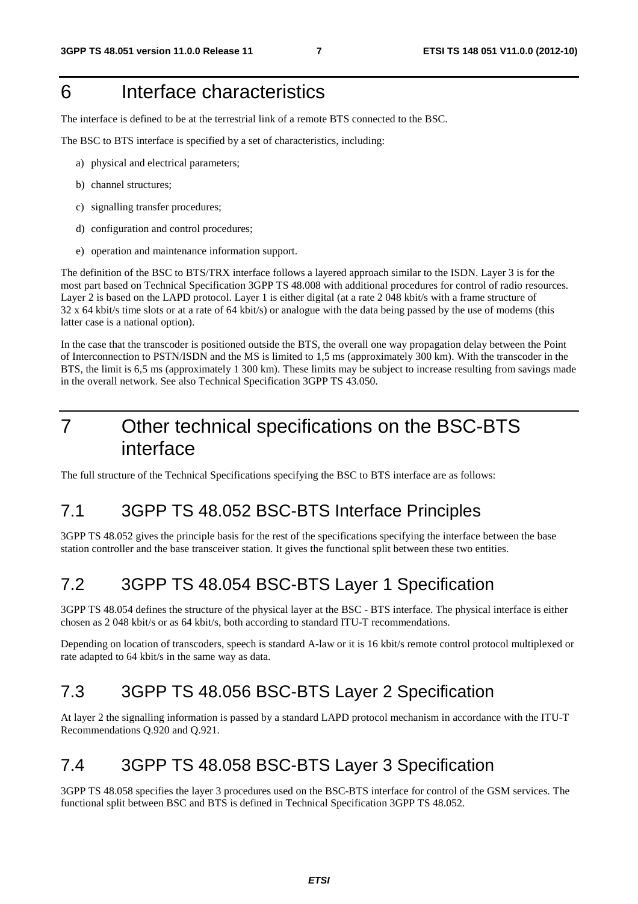# 6 Interface characteristics

The interface is defined to be at the terrestrial link of a remote BTS connected to the BSC.

The BSC to BTS interface is specified by a set of characteristics, including:

a) physical and electrical parameters;

b) channel structures;

c) signalling transfer procedures;

d) configuration and control procedures;

e) operation and maintenance information support.

The definition of the BSC to BTS/TRX interface follows a layered approach similar to the ISDN. Layer 3 is for the most part based on Technical Specification 3GPP TS 48.008 with additional procedures for control of radio resources. Layer 2 is based on the LAPD protocol. Layer 1 is either digital (at a rate 2 048 kbit/s with a frame structure of 32 x 64 kbit/s time slots or at a rate of 64 kbit/s) or analogue with the data being passed by the use of modems (this latter case is a national option).

In the case that the transcoder is positioned outside the BTS, the overall one way propagation delay between the Point of Interconnection to PSTN/ISDN and the MS is limited to 1,5 ms (approximately 300 km). With the transcoder in the BTS, the limit is 6,5 ms (approximately 1 300 km). These limits may be subject to increase resulting from savings made in the overall network. See also Technical Specification 3GPP TS 43.050.

# 7 Other technical specifications on the BSC-BTS interface

The full structure of the Technical Specifications specifying the BSC to BTS interface are as follows:

## 7.1 3GPP TS 48.052 BSC-BTS Interface Principles

3GPP TS 48.052 gives the principle basis for the rest of the specifications specifying the interface between the base station controller and the base transceiver station. It gives the functional split between these two entities.

## 7.2 3GPP TS 48.054 BSC-BTS Layer 1 Specification

3GPP TS 48.054 defines the structure of the physical layer at the BSC - BTS interface. The physical interface is either chosen as 2 048 kbit/s or as 64 kbit/s, both according to standard ITU-T recommendations.

Depending on location of transcoders, speech is standard A-law or it is 16 kbit/s remote control protocol multiplexed or rate adapted to 64 kbit/s in the same way as data.

## 7.3 3GPP TS 48.056 BSC-BTS Layer 2 Specification

At layer 2 the signalling information is passed by a standard LAPD protocol mechanism in accordance with the ITU-T Recommendations Q.920 and Q.921.

## 7.4 3GPP TS 48.058 BSC-BTS Layer 3 Specification

3GPP TS 48.058 specifies the layer 3 procedures used on the BSC-BTS interface for control of the GSM services. The functional split between BSC and BTS is defined in Technical Specification 3GPP TS 48.052.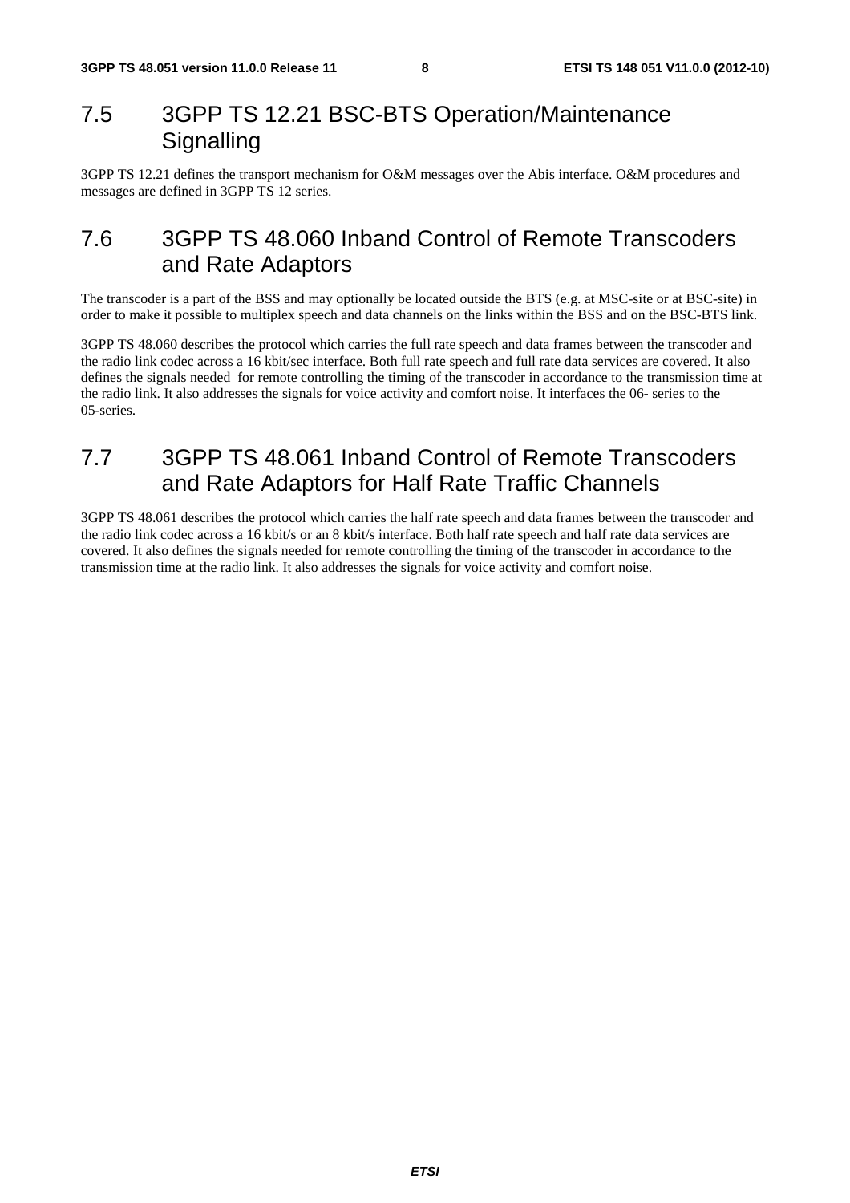## 7.5 3GPP TS 12.21 BSC-BTS Operation/Maintenance Signalling

3GPP TS 12.21 defines the transport mechanism for O&M messages over the Abis interface. O&M procedures and messages are defined in 3GPP TS 12 series.

## 7.6 3GPP TS 48.060 Inband Control of Remote Transcoders and Rate Adaptors

The transcoder is a part of the BSS and may optionally be located outside the BTS (e.g. at MSC-site or at BSC-site) in order to make it possible to multiplex speech and data channels on the links within the BSS and on the BSC-BTS link.

3GPP TS 48.060 describes the protocol which carries the full rate speech and data frames between the transcoder and the radio link codec across a 16 kbit/sec interface. Both full rate speech and full rate data services are covered. It also defines the signals needed for remote controlling the timing of the transcoder in accordance to the transmission time at the radio link. It also addresses the signals for voice activity and comfort noise. It interfaces the 06- series to the 05-series.

## 7.7 3GPP TS 48.061 Inband Control of Remote Transcoders and Rate Adaptors for Half Rate Traffic Channels

3GPP TS 48.061 describes the protocol which carries the half rate speech and data frames between the transcoder and the radio link codec across a 16 kbit/s or an 8 kbit/s interface. Both half rate speech and half rate data services are covered. It also defines the signals needed for remote controlling the timing of the transcoder in accordance to the transmission time at the radio link. It also addresses the signals for voice activity and comfort noise.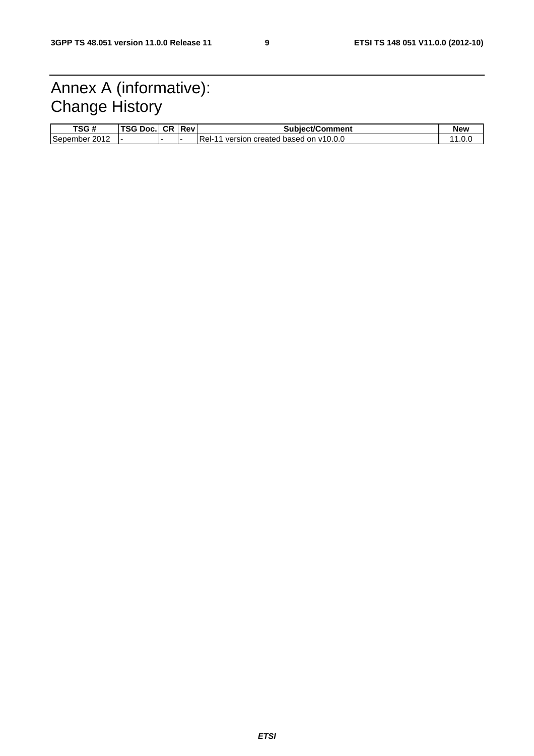# Annex A (informative): Change History

| TSG # | TSG Doc. | CR | Rev | Subject/Comment | New |
|---|---|---|---|---|---|
| Sepember 2012 | - | - | - | Rel-11 version created based on v10.0.0 | 11.0.0 |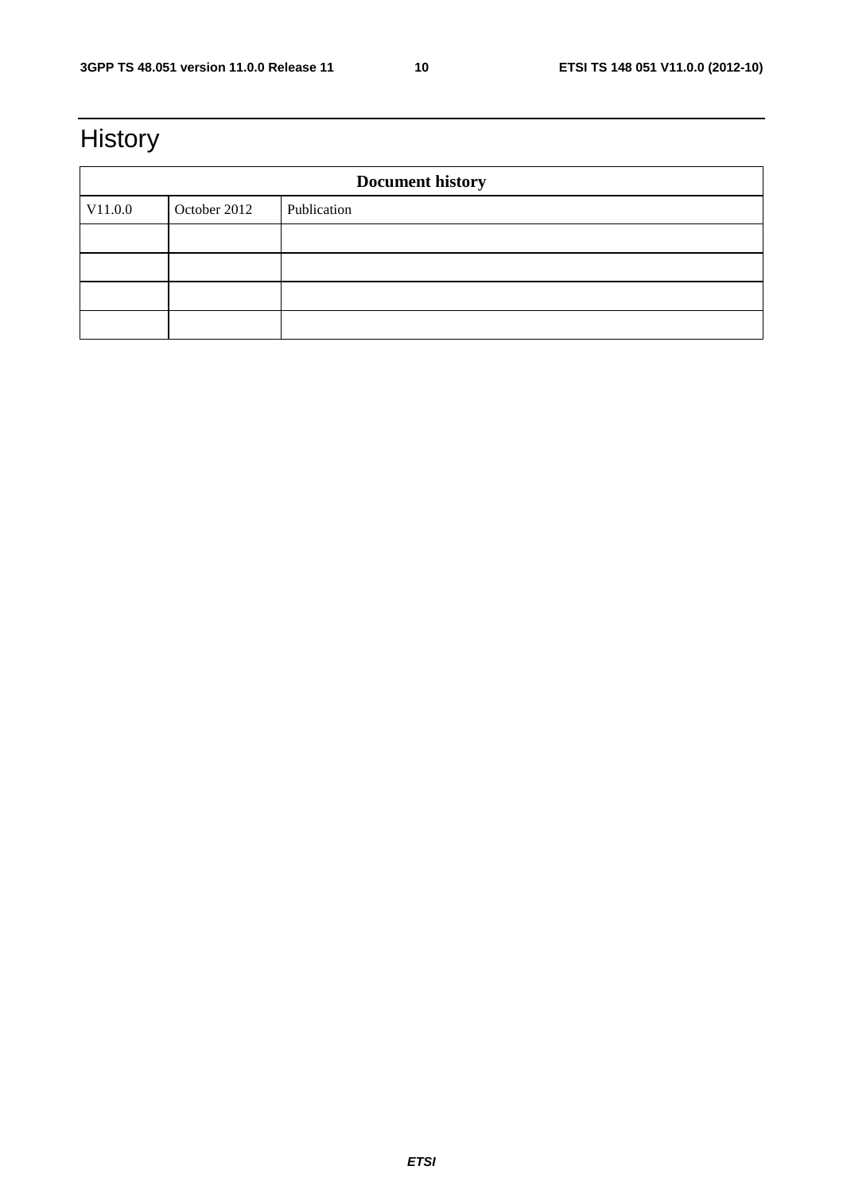# History

| Document history | | |
|---|---|---|
| V11.0.0 | October 2012 | Publication |
| | | |
| | | |
| | | |
| | | |